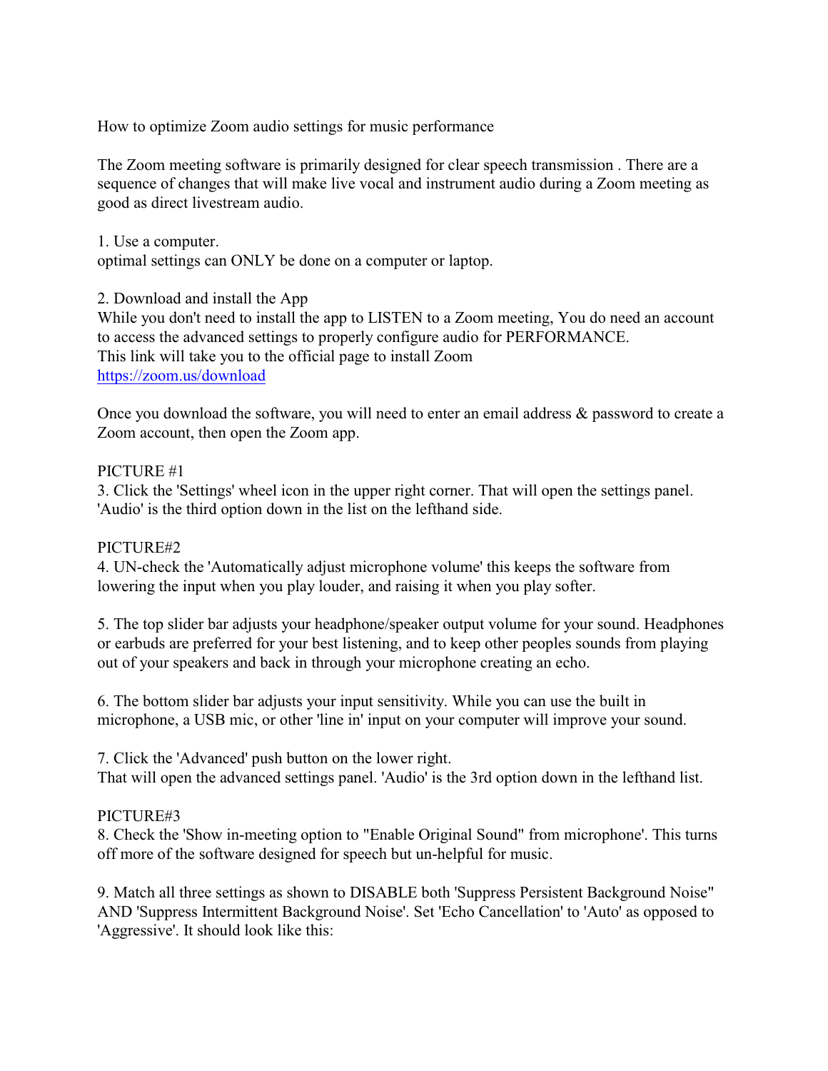# How to optimize Zoom audio settings for music performance

The Zoom meeting software is primarily designed for clear speech transmission . There are a sequence of changes that will make live vocal and instrument audio during a Zoom meeting as good as direct livestream audio.

1. Use a computer.
optimal settings can ONLY be done on a computer or laptop.

2. Download and install the App
While you don't need to install the app to LISTEN to a Zoom meeting, You do need an account to access the advanced settings to properly configure audio for PERFORMANCE.
This link will take you to the official page to install Zoom
[https://zoom.us/download](https://zoom.us/download)

Once you download the software, you will need to enter an email address & password to create a Zoom account, then open the Zoom app.

PICTURE #1
3. Click the 'Settings' wheel icon in the upper right corner. That will open the settings panel. 'Audio' is the third option down in the list on the lefthand side.

PICTURE#2
4. UN-check the 'Automatically adjust microphone volume' this keeps the software from lowering the input when you play louder, and raising it when you play softer.

5. The top slider bar adjusts your headphone/speaker output volume for your sound. Headphones or earbuds are preferred for your best listening, and to keep other peoples sounds from playing out of your speakers and back in through your microphone creating an echo.

6. The bottom slider bar adjusts your input sensitivity. While you can use the built in microphone, a USB mic, or other 'line in' input on your computer will improve your sound.

7. Click the 'Advanced' push button on the lower right.
That will open the advanced settings panel. 'Audio' is the 3rd option down in the lefthand list.

PICTURE#3
8. Check the 'Show in-meeting option to "Enable Original Sound" from microphone'. This turns off more of the software designed for speech but un-helpful for music.

9. Match all three settings as shown to DISABLE both 'Suppress Persistent Background Noise" AND 'Suppress Intermittent Background Noise'. Set 'Echo Cancellation' to 'Auto' as opposed to 'Aggressive'. It should look like this: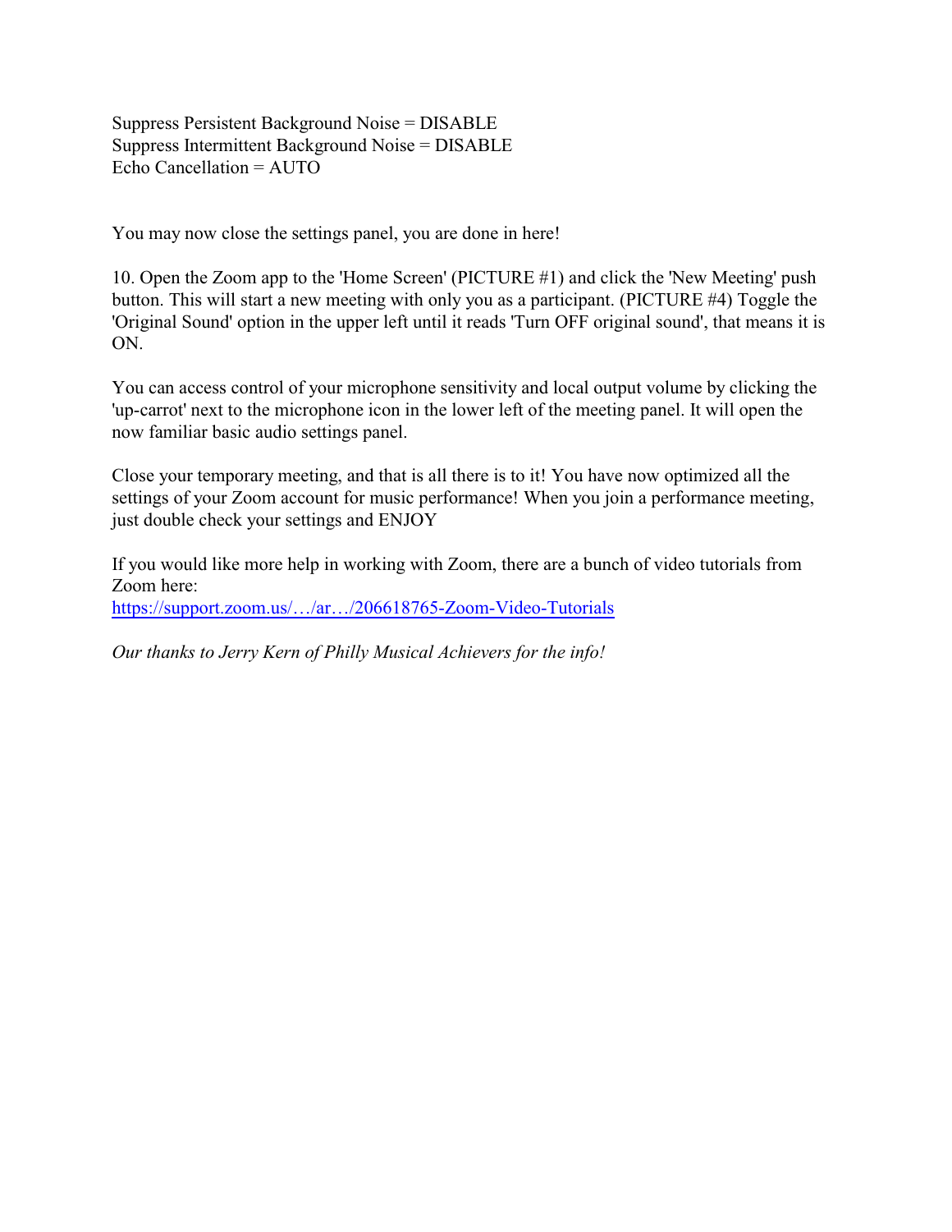Suppress Persistent Background Noise = DISABLE
Suppress Intermittent Background Noise = DISABLE
Echo Cancellation = AUTO

You may now close the settings panel, you are done in here!

10. Open the Zoom app to the 'Home Screen' (PICTURE #1) and click the 'New Meeting' push button. This will start a new meeting with only you as a participant. (PICTURE #4) Toggle the 'Original Sound' option in the upper left until it reads 'Turn OFF original sound', that means it is ON.

You can access control of your microphone sensitivity and local output volume by clicking the 'up-carrot' next to the microphone icon in the lower left of the meeting panel. It will open the now familiar basic audio settings panel.

Close your temporary meeting, and that is all there is to it! You have now optimized all the settings of your Zoom account for music performance! When you join a performance meeting, just double check your settings and ENJOY

If you would like more help in working with Zoom, there are a bunch of video tutorials from Zoom here:
https://support.zoom.us/…/ar…/206618765-Zoom-Video-Tutorials

*Our thanks to Jerry Kern of Philly Musical Achievers for the info!*